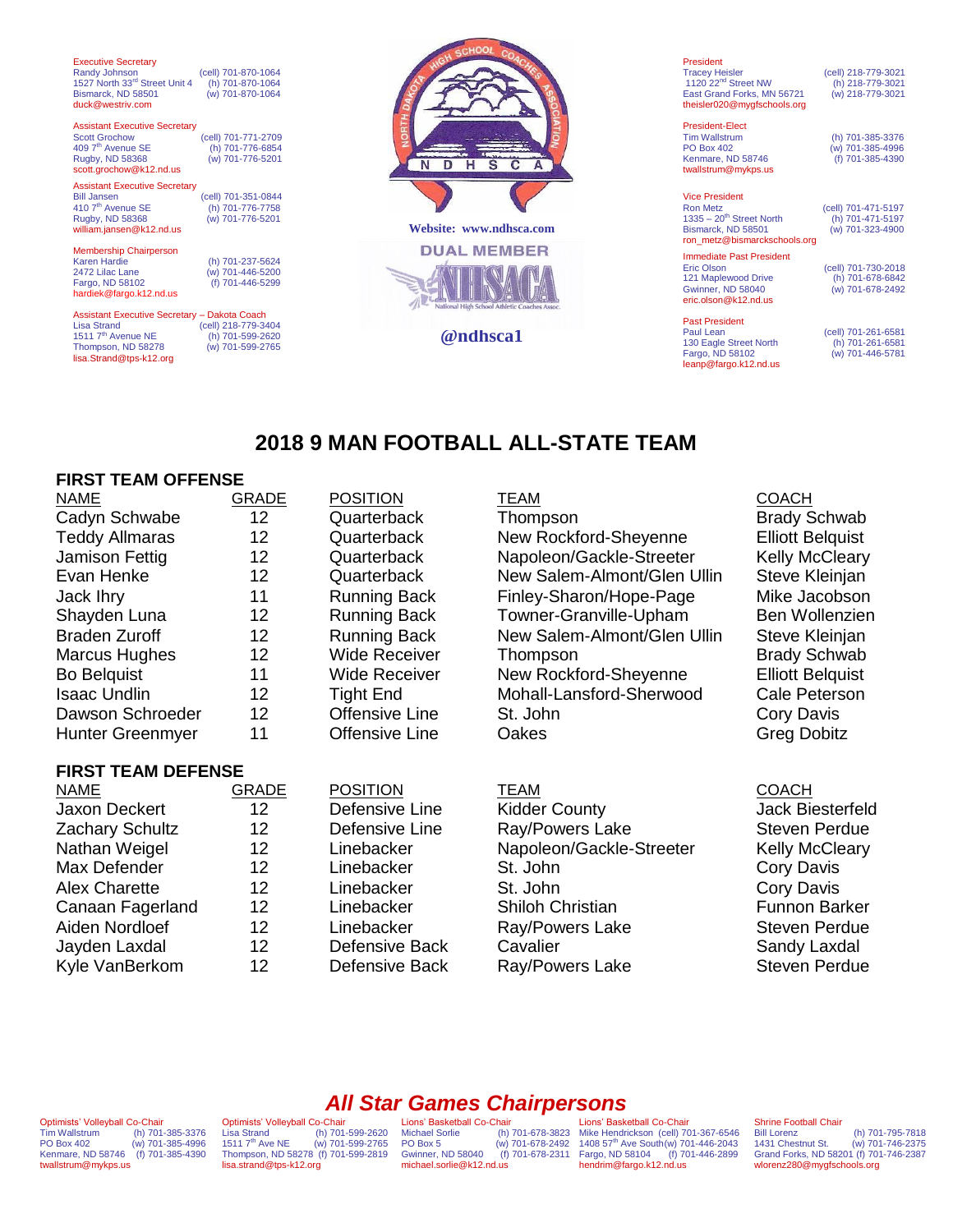Executive Secretary
Randy Johnson (cell) 701-870-1064
1527 North 33rd Street Unit 4 (h) 701-870-1064
Bismarck, ND 58501 (w) 701-870-1064
duck@westriv.com

Assistant Executive Secretary
Scott Grochow (cell) 701-771-2709
409 7th Avenue SE (h) 701-776-6854
Rugby, ND 58368 (w) 701-776-5201
scott.grochow@k12.nd.us

Assistant Executive Secretary
Bill Jansen (cell) 701-351-0844
410 7th Avenue SE (h) 701-776-7758
Rugby, ND 58368 (w) 701-776-5201
william.jansen@k12.nd.us

Membership Chairperson
Karen Hardie (h) 701-237-5624
2472 Lilac Lane (w) 701-446-5200
Fargo, ND 58102 (f) 701-446-5299
hardiek@fargo.k12.nd.us

Assistant Executive Secretary – Dakota Coach
Lisa Strand (cell) 218-779-3404
1511 7th Avenue NE (h) 701-599-2620
Thompson, ND 58278 (w) 701-599-2765
lisa.Strand@tps-k12.org

NORTH DAKOTA HIGH SCHOOL COACHES ASSOCIATION
N D H S C A

Website: www.ndhsca.com

DUAL MEMBER
NHSACA
National High School Athletic Coaches Assoc.

@ndhsca1

President
Tracey Heisler (cell) 218-779-3021
1120 22nd Street NW (h) 218-779-3021
East Grand Forks, MN 56721 (w) 218-779-3021
theisler020@mygfschools.org

President-Elect
Tim Wallstrum (h) 701-385-3376
PO Box 402 (w) 701-385-4996
Kenmare, ND 58746 (f) 701-385-4390
twallstrum@mykps.us

Vice President
Ron Metz (cell) 701-471-5197
1335 – 20th Street North (h) 701-471-5197
Bismarck, ND 58501 (w) 701-323-4900
ron_metz@bismarckschools.org

Immediate Past President
Eric Olson (cell) 701-730-2018
121 Maplewood Drive (h) 701-678-6842
Gwinner, ND 58040 (w) 701-678-2492
eric.olson@k12.nd.us

Past President
Paul Lean (cell) 701-261-6581
130 Eagle Street North (h) 701-261-6581
Fargo, ND 58102 (w) 701-446-5781
leanp@fargo.k12.nd.us

# 2018 9 MAN FOOTBALL ALL-STATE TEAM

## FIRST TEAM OFFENSE

| NAME | GRADE | POSITION | TEAM | COACH |
|---|---|---|---|---|
| Cadyn Schwabe | 12 | Quarterback | Thompson | Brady Schwab |
| Teddy Allmaras | 12 | Quarterback | New Rockford-Sheyenne | Elliott Belquist |
| Jamison Fettig | 12 | Quarterback | Napoleon/Gackle-Streeter | Kelly McCleary |
| Evan Henke | 12 | Quarterback | New Salem-Almont/Glen Ullin | Steve Kleinjan |
| Jack Ihry | 11 | Running Back | Finley-Sharon/Hope-Page | Mike Jacobson |
| Shayden Luna | 12 | Running Back | Towner-Granville-Upham | Ben Wollenzien |
| Braden Zuroff | 12 | Running Back | New Salem-Almont/Glen Ullin | Steve Kleinjan |
| Marcus Hughes | 12 | Wide Receiver | Thompson | Brady Schwab |
| Bo Belquist | 11 | Wide Receiver | New Rockford-Sheyenne | Elliott Belquist |
| Isaac Undlin | 12 | Tight End | Mohall-Lansford-Sherwood | Cale Peterson |
| Dawson Schroeder | 12 | Offensive Line | St. John | Cory Davis |
| Hunter Greenmyer | 11 | Offensive Line | Oakes | Greg Dobitz |

## FIRST TEAM DEFENSE

| NAME | GRADE | POSITION | TEAM | COACH |
|---|---|---|---|---|
| Jaxon Deckert | 12 | Defensive Line | Kidder County | Jack Biesterfeld |
| Zachary Schultz | 12 | Defensive Line | Ray/Powers Lake | Steven Perdue |
| Nathan Weigel | 12 | Linebacker | Napoleon/Gackle-Streeter | Kelly McCleary |
| Max Defender | 12 | Linebacker | St. John | Cory Davis |
| Alex Charette | 12 | Linebacker | St. John | Cory Davis |
| Canaan Fagerland | 12 | Linebacker | Shiloh Christian | Funnon Barker |
| Aiden Nordloef | 12 | Linebacker | Ray/Powers Lake | Steven Perdue |
| Jayden Laxdal | 12 | Defensive Back | Cavalier | Sandy Laxdal |
| Kyle VanBerkom | 12 | Defensive Back | Ray/Powers Lake | Steven Perdue |

## *All Star Games Chairpersons*

Optimists' Volleyball Co-Chair
Tim Wallstrum (h) 701-385-3376
PO Box 402 (w) 701-385-4996
Kenmare, ND 58746 (f) 701-385-4390
twallstrum@mykps.us

Optimists' Volleyball Co-Chair
Lisa Strand (h) 701-599-2620
1511 7th Ave NE (w) 701-599-2765
Thompson, ND 58278 (f) 701-599-2819
lisa.strand@tps-k12.org

Lions' Basketball Co-Chair
Michael Sorlie (h) 701-678-3823
PO Box 5 (w) 701-678-2492
Gwinner, ND 58040 (f) 701-678-2311
michael.sorlie@k12.nd.us

Lions' Basketball Co-Chair
Mike Hendrickson (cell) 701-367-6546
1408 57th Ave South (w) 701-446-2043
Fargo, ND 58104 (f) 701-446-2899
hendrim@fargo.k12.nd.us

Shrine Football Chair
Bill Lorenz (h) 701-795-7818
1431 Chestnut St. (w) 701-746-2375
Grand Forks, ND 58201 (f) 701-746-2387
wlorenz280@mygfschools.org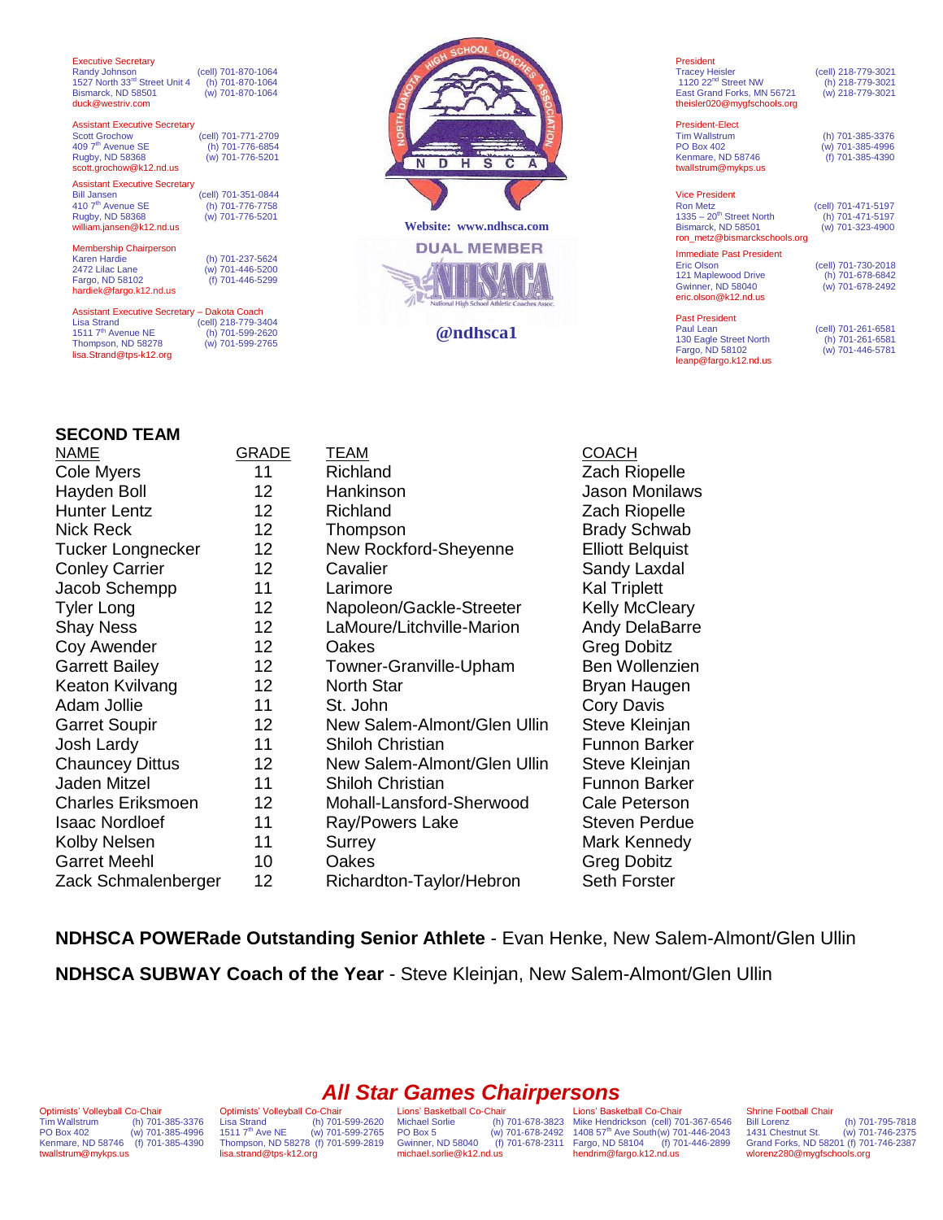Executive Secretary
Randy Johnson (cell) 701-870-1064
1527 North 33rd Street Unit 4 (h) 701-870-1064
Bismarck, ND 58501 (w) 701-870-1064
duck@westriv.com

Assistant Executive Secretary
Scott Grochow (cell) 701-771-2709
409 7th Avenue SE (h) 701-776-6854
Rugby, ND 58368 (w) 701-776-5201
scott.grochow@k12.nd.us

Assistant Executive Secretary
Bill Jansen (cell) 701-351-0844
410 7th Avenue SE (h) 701-776-7758
Rugby, ND 58368 (w) 701-776-5201
william.jansen@k12.nd.us

Membership Chairperson
Karen Hardie (h) 701-237-5624
2472 Lilac Lane (w) 701-446-5200
Fargo, ND 58102 (f) 701-446-5299
hardiek@fargo.k12.nd.us

Assistant Executive Secretary – Dakota Coach
Lisa Strand (cell) 218-779-3404
1511 7th Avenue NE (h) 701-599-2620
Thompson, ND 58278 (w) 701-599-2765
lisa.Strand@tps-k12.org

NORTH DAKOTA HIGH SCHOOL COACHES ASSOCIATION
N D H S C A

Website: www.ndhsca.com

DUAL MEMBER
NHSACA
National High School Athletic Coaches Assoc.

@ndhsca1

President
Tracey Heisler (cell) 218-779-3021
1120 22nd Street NW (h) 218-779-3021
East Grand Forks, MN 56721 (w) 218-779-3021
theisler020@mygfschools.org

President-Elect
Tim Wallstrum (h) 701-385-3376
PO Box 402 (w) 701-385-4996
Kenmare, ND 58746 (f) 701-385-4390
twallstrum@mykps.us

Vice President
Ron Metz (cell) 701-471-5197
1335 – 20th Street North (h) 701-471-5197
Bismarck, ND 58501 (w) 701-323-4900
ron_metz@bismarckschools.org

Immediate Past President
Eric Olson (cell) 701-730-2018
121 Maplewood Drive (h) 701-678-6842
Gwinner, ND 58040 (w) 701-678-2492
eric.olson@k12.nd.us

Past President
Paul Lean (cell) 701-261-6581
130 Eagle Street North (h) 701-261-6581
Fargo, ND 58102 (w) 701-446-5781
leanp@fargo.k12.nd.us

## SECOND TEAM

| NAME | GRADE | TEAM | COACH |
|---|---|---|---|
| Cole Myers | 11 | Richland | Zach Riopelle |
| Hayden Boll | 12 | Hankinson | Jason Monilaws |
| Hunter Lentz | 12 | Richland | Zach Riopelle |
| Nick Reck | 12 | Thompson | Brady Schwab |
| Tucker Longnecker | 12 | New Rockford-Sheyenne | Elliott Belquist |
| Conley Carrier | 12 | Cavalier | Sandy Laxdal |
| Jacob Schempp | 11 | Larimore | Kal Triplett |
| Tyler Long | 12 | Napoleon/Gackle-Streeter | Kelly McCleary |
| Shay Ness | 12 | LaMoure/Litchville-Marion | Andy DelaBarre |
| Coy Awender | 12 | Oakes | Greg Dobitz |
| Garrett Bailey | 12 | Towner-Granville-Upham | Ben Wollenzien |
| Keaton Kvilvang | 12 | North Star | Bryan Haugen |
| Adam Jollie | 11 | St. John | Cory Davis |
| Garret Soupir | 12 | New Salem-Almont/Glen Ullin | Steve Kleinjan |
| Josh Lardy | 11 | Shiloh Christian | Funnon Barker |
| Chauncey Dittus | 12 | New Salem-Almont/Glen Ullin | Steve Kleinjan |
| Jaden Mitzel | 11 | Shiloh Christian | Funnon Barker |
| Charles Eriksmoen | 12 | Mohall-Lansford-Sherwood | Cale Peterson |
| Isaac Nordloef | 11 | Ray/Powers Lake | Steven Perdue |
| Kolby Nelsen | 11 | Surrey | Mark Kennedy |
| Garret Meehl | 10 | Oakes | Greg Dobitz |
| Zack Schmalenberger | 12 | Richardton-Taylor/Hebron | Seth Forster |

**NDHSCA POWERade Outstanding Senior Athlete** - Evan Henke, New Salem-Almont/Glen Ullin

**NDHSCA SUBWAY Coach of the Year** - Steve Kleinjan, New Salem-Almont/Glen Ullin

## *All Star Games Chairpersons*

Optimists' Volleyball Co-Chair
Tim Wallstrum (h) 701-385-3376
PO Box 402 (w) 701-385-4996
Kenmare, ND 58746 (f) 701-385-4390
twallstrum@mykps.us

Optimists' Volleyball Co-Chair
Lisa Strand (h) 701-599-2620
1511 7th Ave NE (w) 701-599-2765
Thompson, ND 58278 (f) 701-599-2819
lisa.strand@tps-k12.org

Lions' Basketball Co-Chair
Michael Sorlie (h) 701-678-3823
PO Box 5 (w) 701-678-2492
Gwinner, ND 58040 (f) 701-678-2311
michael.sorlie@k12.nd.us

Lions' Basketball Co-Chair
Mike Hendrickson (cell) 701-367-6546
1408 57th Ave South (w) 701-446-2043
Fargo, ND 58104 (f) 701-446-2899
hendrim@fargo.k12.nd.us

Shrine Football Chair
Bill Lorenz (h) 701-795-7818
1431 Chestnut St. (w) 701-746-2375
Grand Forks, ND 58201 (f) 701-746-2387
wlorenz280@mygfschools.org